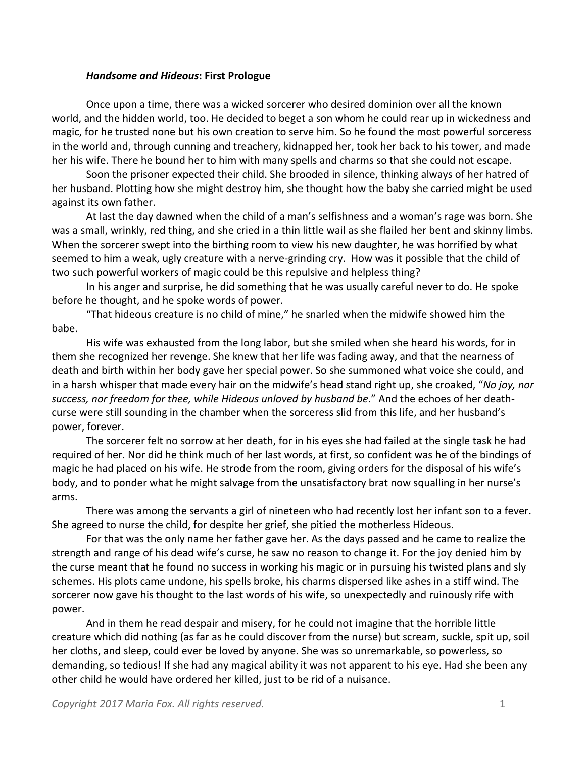### ***Handsome and Hideous*: First Prologue**

Once upon a time, there was a wicked sorcerer who desired dominion over all the known world, and the hidden world, too. He decided to beget a son whom he could rear up in wickedness and magic, for he trusted none but his own creation to serve him. So he found the most powerful sorceress in the world and, through cunning and treachery, kidnapped her, took her back to his tower, and made her his wife. There he bound her to him with many spells and charms so that she could not escape.

Soon the prisoner expected their child. She brooded in silence, thinking always of her hatred of her husband. Plotting how she might destroy him, she thought how the baby she carried might be used against its own father.

At last the day dawned when the child of a man's selfishness and a woman's rage was born. She was a small, wrinkly, red thing, and she cried in a thin little wail as she flailed her bent and skinny limbs. When the sorcerer swept into the birthing room to view his new daughter, he was horrified by what seemed to him a weak, ugly creature with a nerve-grinding cry. How was it possible that the child of two such powerful workers of magic could be this repulsive and helpless thing?

In his anger and surprise, he did something that he was usually careful never to do. He spoke before he thought, and he spoke words of power.

"That hideous creature is no child of mine," he snarled when the midwife showed him the babe.

His wife was exhausted from the long labor, but she smiled when she heard his words, for in them she recognized her revenge. She knew that her life was fading away, and that the nearness of death and birth within her body gave her special power. So she summoned what voice she could, and in a harsh whisper that made every hair on the midwife's head stand right up, she croaked, "*No joy, nor success, nor freedom for thee, while Hideous unloved by husband be*." And the echoes of her death-curse were still sounding in the chamber when the sorceress slid from this life, and her husband's power, forever.

The sorcerer felt no sorrow at her death, for in his eyes she had failed at the single task he had required of her. Nor did he think much of her last words, at first, so confident was he of the bindings of magic he had placed on his wife. He strode from the room, giving orders for the disposal of his wife's body, and to ponder what he might salvage from the unsatisfactory brat now squalling in her nurse's arms.

There was among the servants a girl of nineteen who had recently lost her infant son to a fever. She agreed to nurse the child, for despite her grief, she pitied the motherless Hideous.

For that was the only name her father gave her. As the days passed and he came to realize the strength and range of his dead wife's curse, he saw no reason to change it. For the joy denied him by the curse meant that he found no success in working his magic or in pursuing his twisted plans and sly schemes. His plots came undone, his spells broke, his charms dispersed like ashes in a stiff wind. The sorcerer now gave his thought to the last words of his wife, so unexpectedly and ruinously rife with power.

And in them he read despair and misery, for he could not imagine that the horrible little creature which did nothing (as far as he could discover from the nurse) but scream, suckle, spit up, soil her cloths, and sleep, could ever be loved by anyone. She was so unremarkable, so powerless, so demanding, so tedious! If she had any magical ability it was not apparent to his eye. Had she been any other child he would have ordered her killed, just to be rid of a nuisance.

*Copyright 2017 Maria Fox. All rights reserved.*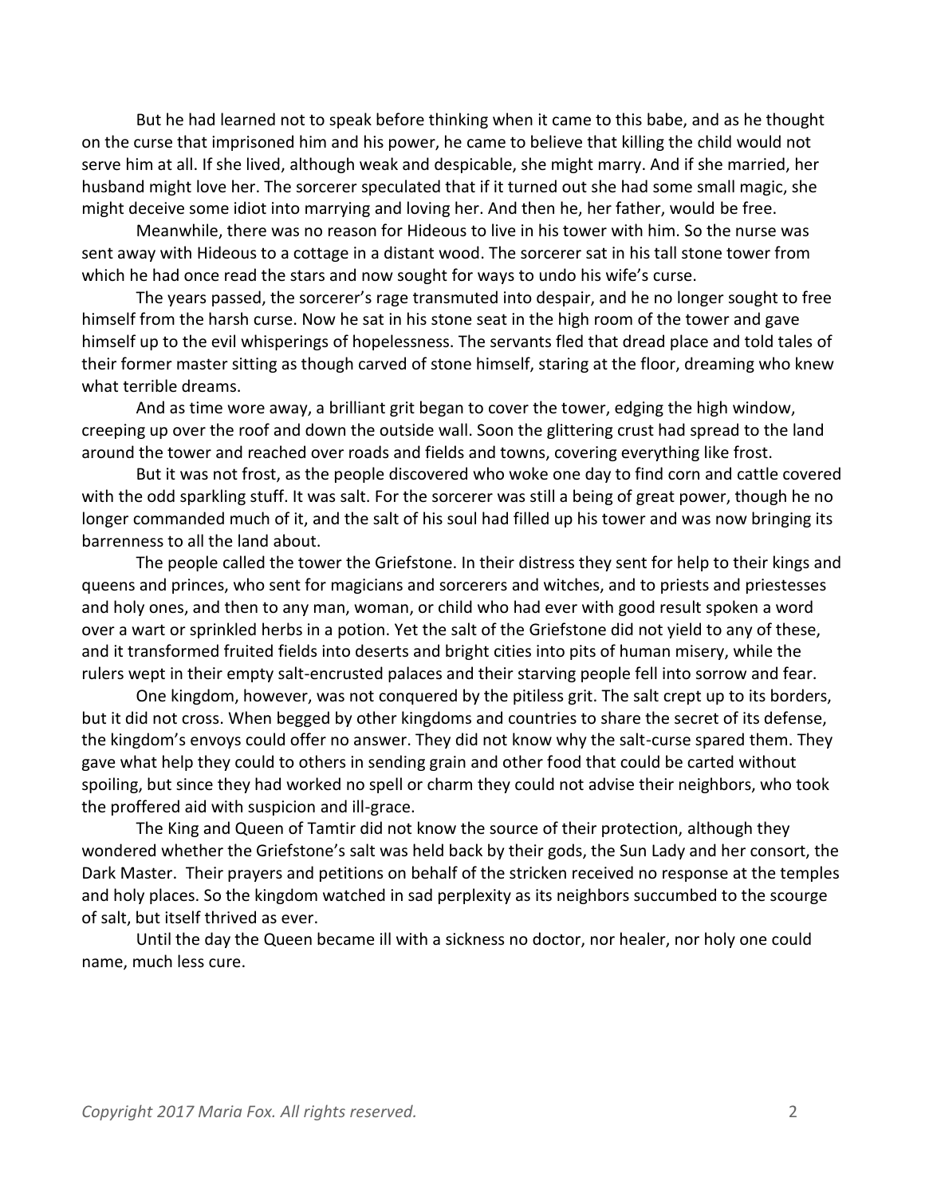But he had learned not to speak before thinking when it came to this babe, and as he thought on the curse that imprisoned him and his power, he came to believe that killing the child would not serve him at all. If she lived, although weak and despicable, she might marry. And if she married, her husband might love her. The sorcerer speculated that if it turned out she had some small magic, she might deceive some idiot into marrying and loving her. And then he, her father, would be free.

Meanwhile, there was no reason for Hideous to live in his tower with him. So the nurse was sent away with Hideous to a cottage in a distant wood. The sorcerer sat in his tall stone tower from which he had once read the stars and now sought for ways to undo his wife's curse.

The years passed, the sorcerer's rage transmuted into despair, and he no longer sought to free himself from the harsh curse. Now he sat in his stone seat in the high room of the tower and gave himself up to the evil whisperings of hopelessness. The servants fled that dread place and told tales of their former master sitting as though carved of stone himself, staring at the floor, dreaming who knew what terrible dreams.

And as time wore away, a brilliant grit began to cover the tower, edging the high window, creeping up over the roof and down the outside wall. Soon the glittering crust had spread to the land around the tower and reached over roads and fields and towns, covering everything like frost.

But it was not frost, as the people discovered who woke one day to find corn and cattle covered with the odd sparkling stuff. It was salt. For the sorcerer was still a being of great power, though he no longer commanded much of it, and the salt of his soul had filled up his tower and was now bringing its barrenness to all the land about.

The people called the tower the Griefstone. In their distress they sent for help to their kings and queens and princes, who sent for magicians and sorcerers and witches, and to priests and priestesses and holy ones, and then to any man, woman, or child who had ever with good result spoken a word over a wart or sprinkled herbs in a potion. Yet the salt of the Griefstone did not yield to any of these, and it transformed fruited fields into deserts and bright cities into pits of human misery, while the rulers wept in their empty salt-encrusted palaces and their starving people fell into sorrow and fear.

One kingdom, however, was not conquered by the pitiless grit. The salt crept up to its borders, but it did not cross. When begged by other kingdoms and countries to share the secret of its defense, the kingdom's envoys could offer no answer. They did not know why the salt-curse spared them. They gave what help they could to others in sending grain and other food that could be carted without spoiling, but since they had worked no spell or charm they could not advise their neighbors, who took the proffered aid with suspicion and ill-grace.

The King and Queen of Tamtir did not know the source of their protection, although they wondered whether the Griefstone's salt was held back by their gods, the Sun Lady and her consort, the Dark Master. Their prayers and petitions on behalf of the stricken received no response at the temples and holy places. So the kingdom watched in sad perplexity as its neighbors succumbed to the scourge of salt, but itself thrived as ever.

Until the day the Queen became ill with a sickness no doctor, nor healer, nor holy one could name, much less cure.

*Copyright 2017 Maria Fox. All rights reserved.*